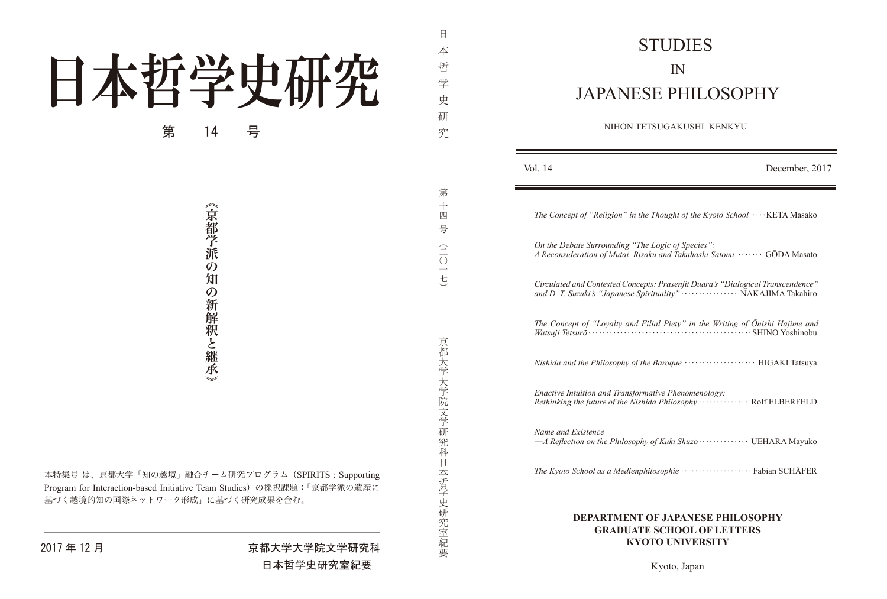# 日本哲学史研究

## 第　14　号

《京都学派の知の新解釈と継承》

本特集号 は、京都大学「知の越境」融合チーム研究プログラム（SPIRITS : Supporting Program for Interaction-based Initiative Team Studies）の採択課題：「京都学派の遺産に基づく越境的知の国際ネットワーク形成」に基づく研究成果を含む。

2017 年 12 月

京都大学大学院文学研究科
日本哲学史研究室紀要

日本哲学史研究　第十四号（二〇一七）　京都大学大学院文学研究科日本哲学史研究室紀要

# STUDIES IN JAPANESE PHILOSOPHY

NIHON TETSUGAKUSHI KENKYU

Vol. 14　　　December, 2017

*The Concept of "Religion" in the Thought of the Kyoto School* ···· KETA Masako

*On the Debate Surrounding "The Logic of Species": A Reconsideration of Mutai Risaku and Takahashi Satomi* ······· GŌDA Masato

*Circulated and Contested Concepts: Prasenjit Duara's "Dialogical Transcendence" and D. T. Suzuki's "Japanese Spirituality"* ················ NAKAJIMA Takahiro

*The Concept of "Loyalty and Filial Piety" in the Writing of Ōnishi Hajime and Watsuji Tetsurō* ··············································· SHINO Yoshinobu

*Nishida and the Philosophy of the Baroque* ···················· HIGAKI Tatsuya

*Enactive Intuition and Transformative Phenomenology: Rethinking the future of the Nishida Philosophy* ·············· Rolf ELBERFELD

*Name and Existence —A Reflection on the Philosophy of Kuki Shūzō* ·············· UEHARA Mayuko

*The Kyoto School as a Medienphilosophie* ···················· Fabian SCHÄFER

**DEPARTMENT OF JAPANESE PHILOSOPHY**
**GRADUATE SCHOOL OF LETTERS**
**KYOTO UNIVERSITY**

Kyoto, Japan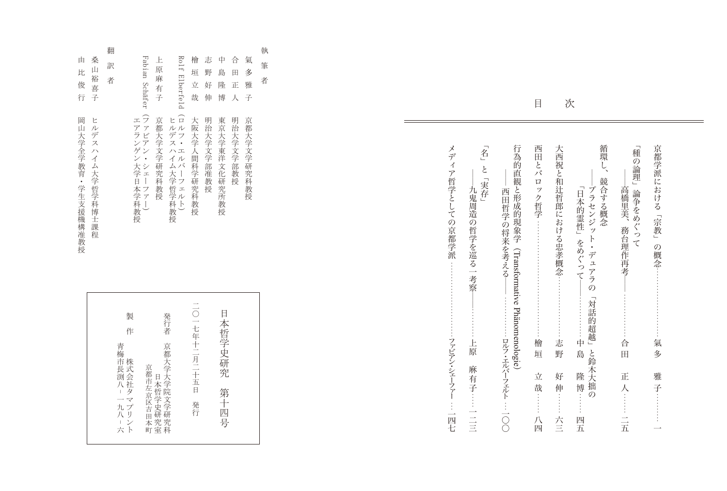# 目次

京都学派における「宗教」の概念……………………氣多　雅子……一

「種の論理」論争をめぐって
——高橋里美、務台理作再考——…………合田　正人……二五

循環し、競合する概念
——プラセンジット・デュアラの「対話的超越」と鈴木大拙の「日本的霊性」をめぐって——…………中島　隆博……四五

大西祝と和辻哲郎における忠孝概念……………志野　好伸……六三

西田とバロック哲学……………………………檜垣　立哉……八四

行為的直観と形成的現象学（Transformative Phänomenologie）
——西田哲学の将来を考える——…………ロルフ・エルバーフェルト…一〇〇

「名」と「実存」
——九鬼周造の哲学を巡る一考察——…………上原　麻有子……一二三

メディア哲学としての京都学派…………………ファビアン・シェーファー…一四七

---

執筆者

| | |
|---|---|
| 氣多雅子 | 京都大学文学研究科教授 |
| 合田正人 | 明治大学文学部教授 |
| 中島隆博 | 東京大学東洋文化研究所教授 |
| 志野好伸 | 明治大学文学部准教授 |
| 檜垣立哉 | 大阪大学人間科学研究科教授 |
| Rolf Elberfeld（ロルフ・エルバーフェルト） | ヒルデスハイム大学哲学科教授 |
| 上原麻有子 | 京都大学文学研究科教授 |
| Fabian Schäfer（ファビアン・シェーファー） | エアランゲン大学日本学科教授 |

翻訳者

| | |
|---|---|
| 桑山裕喜子 | ヒルデスハイム大学哲学科博士課程 |
| 由比俊行 | 岡山大学全学教育・学生支援機構准教授 |

---

日本哲学史研究　第十四号

二〇一七年十二月二十五日　発行

発行者　京都大学大学院文学研究科
日本哲学史研究室
京都市左京区吉田本町

製作　株式会社タマプリント
青梅市長渕八－一九八－六